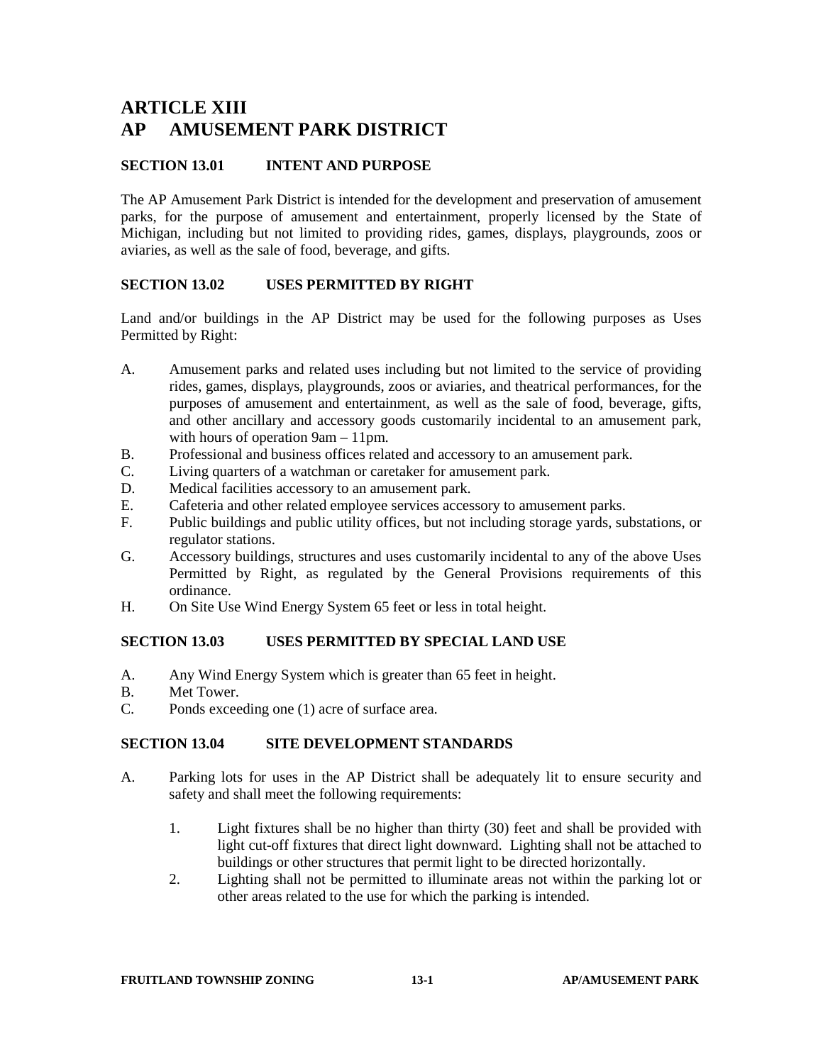# ARTICLE XIII
# AP AMUSEMENT PARK DISTRICT

## SECTION 13.01 INTENT AND PURPOSE

The AP Amusement Park District is intended for the development and preservation of amusement parks, for the purpose of amusement and entertainment, properly licensed by the State of Michigan, including but not limited to providing rides, games, displays, playgrounds, zoos or aviaries, as well as the sale of food, beverage, and gifts.

## SECTION 13.02 USES PERMITTED BY RIGHT

Land and/or buildings in the AP District may be used for the following purposes as Uses Permitted by Right:

A. Amusement parks and related uses including but not limited to the service of providing rides, games, displays, playgrounds, zoos or aviaries, and theatrical performances, for the purposes of amusement and entertainment, as well as the sale of food, beverage, gifts, and other ancillary and accessory goods customarily incidental to an amusement park, with hours of operation 9am – 11pm.

B. Professional and business offices related and accessory to an amusement park.

C. Living quarters of a watchman or caretaker for amusement park.

D. Medical facilities accessory to an amusement park.

E. Cafeteria and other related employee services accessory to amusement parks.

F. Public buildings and public utility offices, but not including storage yards, substations, or regulator stations.

G. Accessory buildings, structures and uses customarily incidental to any of the above Uses Permitted by Right, as regulated by the General Provisions requirements of this ordinance.

H. On Site Use Wind Energy System 65 feet or less in total height.

## SECTION 13.03 USES PERMITTED BY SPECIAL LAND USE

A. Any Wind Energy System which is greater than 65 feet in height.

B. Met Tower.

C. Ponds exceeding one (1) acre of surface area.

## SECTION 13.04 SITE DEVELOPMENT STANDARDS

A. Parking lots for uses in the AP District shall be adequately lit to ensure security and safety and shall meet the following requirements:

   1. Light fixtures shall be no higher than thirty (30) feet and shall be provided with light cut-off fixtures that direct light downward. Lighting shall not be attached to buildings or other structures that permit light to be directed horizontally.

   2. Lighting shall not be permitted to illuminate areas not within the parking lot or other areas related to the use for which the parking is intended.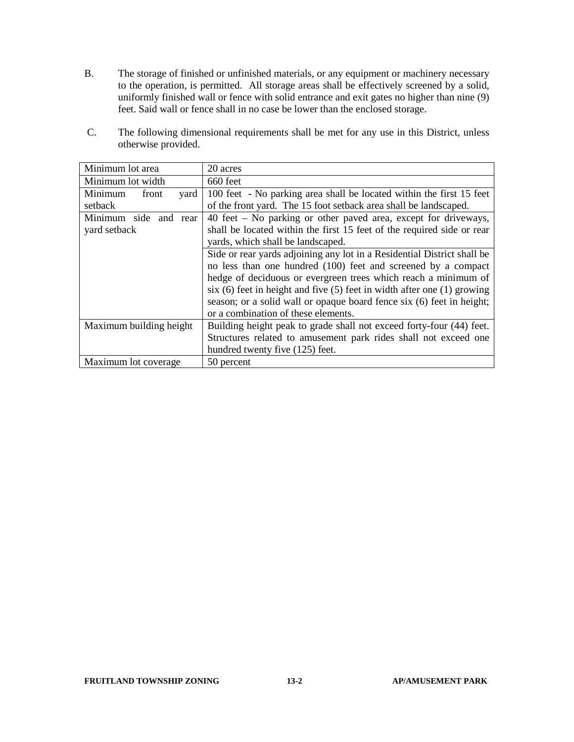B. The storage of finished or unfinished materials, or any equipment or machinery necessary to the operation, is permitted. All storage areas shall be effectively screened by a solid, uniformly finished wall or fence with solid entrance and exit gates no higher than nine (9) feet. Said wall or fence shall in no case be lower than the enclosed storage.

C. The following dimensional requirements shall be met for any use in this District, unless otherwise provided.

| | |
|---|---|
| Minimum lot area | 20 acres |
| Minimum lot width | 660 feet |
| Minimum front yard setback | 100 feet - No parking area shall be located within the first 15 feet of the front yard. The 15 foot setback area shall be landscaped. |
| Minimum side and rear yard setback | 40 feet – No parking or other paved area, except for driveways, shall be located within the first 15 feet of the required side or rear yards, which shall be landscaped. |
| | Side or rear yards adjoining any lot in a Residential District shall be no less than one hundred (100) feet and screened by a compact hedge of deciduous or evergreen trees which reach a minimum of six (6) feet in height and five (5) feet in width after one (1) growing season; or a solid wall or opaque board fence six (6) feet in height; or a combination of these elements. |
| Maximum building height | Building height peak to grade shall not exceed forty-four (44) feet. Structures related to amusement park rides shall not exceed one hundred twenty five (125) feet. |
| Maximum lot coverage | 50 percent |